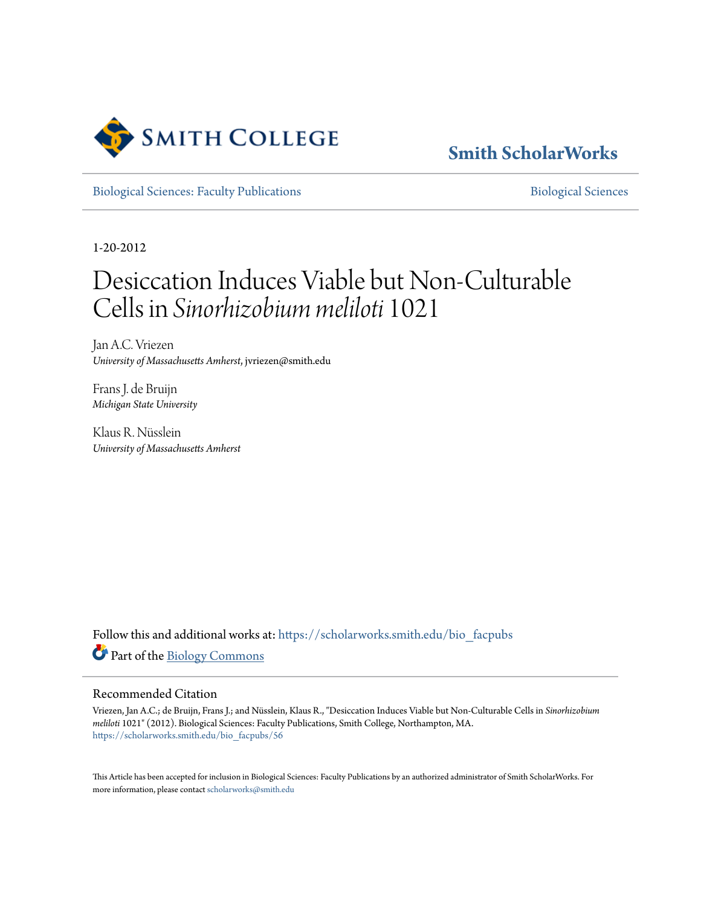Smith College

Smith ScholarWorks

Biological Sciences: Faculty Publications

Biological Sciences

1-20-2012

# Desiccation Induces Viable but Non-Culturable Cells in *Sinorhizobium meliloti* 1021

Jan A.C. Vriezen
*University of Massachusetts Amherst*, jvriezen@smith.edu

Frans J. de Bruijn
*Michigan State University*

Klaus R. Nüsslein
*University of Massachusetts Amherst*

Follow this and additional works at: https://scholarworks.smith.edu/bio_facpubs

Part of the Biology Commons

## Recommended Citation

Vriezen, Jan A.C.; de Bruijn, Frans J.; and Nüsslein, Klaus R., "Desiccation Induces Viable but Non-Culturable Cells in *Sinorhizobium meliloti* 1021" (2012). Biological Sciences: Faculty Publications, Smith College, Northampton, MA.
https://scholarworks.smith.edu/bio_facpubs/56

This Article has been accepted for inclusion in Biological Sciences: Faculty Publications by an authorized administrator of Smith ScholarWorks. For more information, please contact scholarworks@smith.edu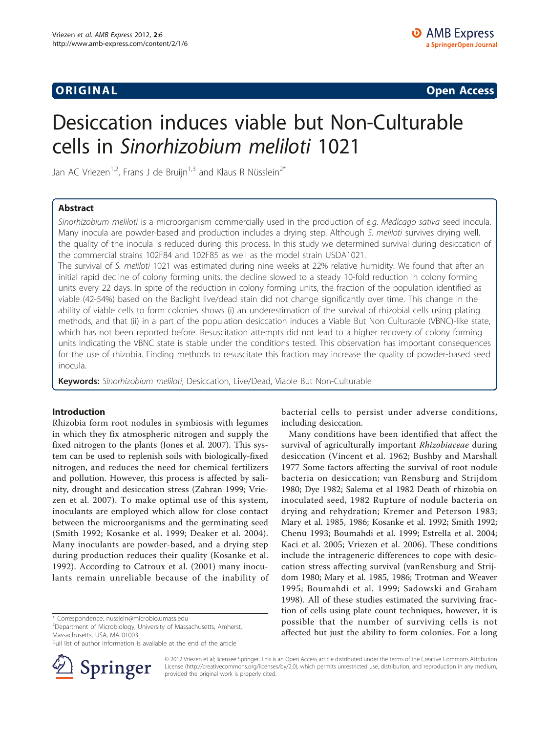ORIGINAL Open Access

# Desiccation induces viable but Non-Culturable cells in *Sinorhizobium meliloti* 1021

Jan AC Vriezen[1,2], Frans J de Bruijn[1,3] and Klaus R Nüsslein[2*]

## Abstract

*Sinorhizobium meliloti* is a microorganism commercially used in the production of *e.g. Medicago sativa* seed inocula. Many inocula are powder-based and production includes a drying step. Although *S. meliloti* survives drying well, the quality of the inocula is reduced during this process. In this study we determined survival during desiccation of the commercial strains 102F84 and 102F85 as well as the model strain USDA1021.

The survival of *S. meliloti* 1021 was estimated during nine weeks at 22% relative humidity. We found that after an initial rapid decline of colony forming units, the decline slowed to a steady 10-fold reduction in colony forming units every 22 days. In spite of the reduction in colony forming units, the fraction of the population identified as viable (42-54%) based on the Baclight live/dead stain did not change significantly over time. This change in the ability of viable cells to form colonies shows (i) an underestimation of the survival of rhizobial cells using plating methods, and that (ii) in a part of the population desiccation induces a Viable But Non Culturable (VBNC)-like state, which has not been reported before. Resuscitation attempts did not lead to a higher recovery of colony forming units indicating the VBNC state is stable under the conditions tested. This observation has important consequences for the use of rhizobia. Finding methods to resuscitate this fraction may increase the quality of powder-based seed inocula.

**Keywords:** *Sinorhizobium meliloti*, Desiccation, Live/Dead, Viable But Non-Culturable

## Introduction

Rhizobia form root nodules in symbiosis with legumes in which they fix atmospheric nitrogen and supply the fixed nitrogen to the plants (Jones et al. 2007). This system can be used to replenish soils with biologically-fixed nitrogen, and reduces the need for chemical fertilizers and pollution. However, this process is affected by salinity, drought and desiccation stress (Zahran 1999; Vriezen et al. 2007). To make optimal use of this system, inoculants are employed which allow for close contact between the microorganisms and the germinating seed (Smith 1992; Kosanke et al. 1999; Deaker et al. 2004). Many inoculants are powder-based, and a drying step during production reduces their quality (Kosanke et al. 1992). According to Catroux et al. (2001) many inoculants remain unreliable because of the inability of bacterial cells to persist under adverse conditions, including desiccation.

Many conditions have been identified that affect the survival of agriculturally important *Rhizobiaceae* during desiccation (Vincent et al. 1962; Bushby and Marshall 1977 Some factors affecting the survival of root nodule bacteria on desiccation; van Rensburg and Strijdom 1980; Dye 1982; Salema et al 1982 Death of rhizobia on inoculated seed, 1982 Rupture of nodule bacteria on drying and rehydration; Kremer and Peterson 1983; Mary et al. 1985, 1986; Kosanke et al. 1992; Smith 1992; Chenu 1993; Boumahdi et al. 1999; Estrella et al. 2004; Kaci et al. 2005; Vriezen et al. 2006). These conditions include the intrageneric differences to cope with desiccation stress affecting survival (vanRensburg and Strijdom 1980; Mary et al. 1985, 1986; Trotman and Weaver 1995; Boumahdi et al. 1999; Sadowski and Graham 1998). All of these studies estimated the surviving fraction of cells using plate count techniques, however, it is possible that the number of surviving cells is not affected but just the ability to form colonies. For a long

\* Correspondence: nusslein@microbio.umass.edu
[2]Department of Microbiology, University of Massachusetts, Amherst, Massachusetts, USA, MA 01003
Full list of author information is available at the end of the article

© 2012 Vriezen et al; licensee Springer. This is an Open Access article distributed under the terms of the Creative Commons Attribution License (http://creativecommons.org/licenses/by/2.0), which permits unrestricted use, distribution, and reproduction in any medium, provided the original work is properly cited.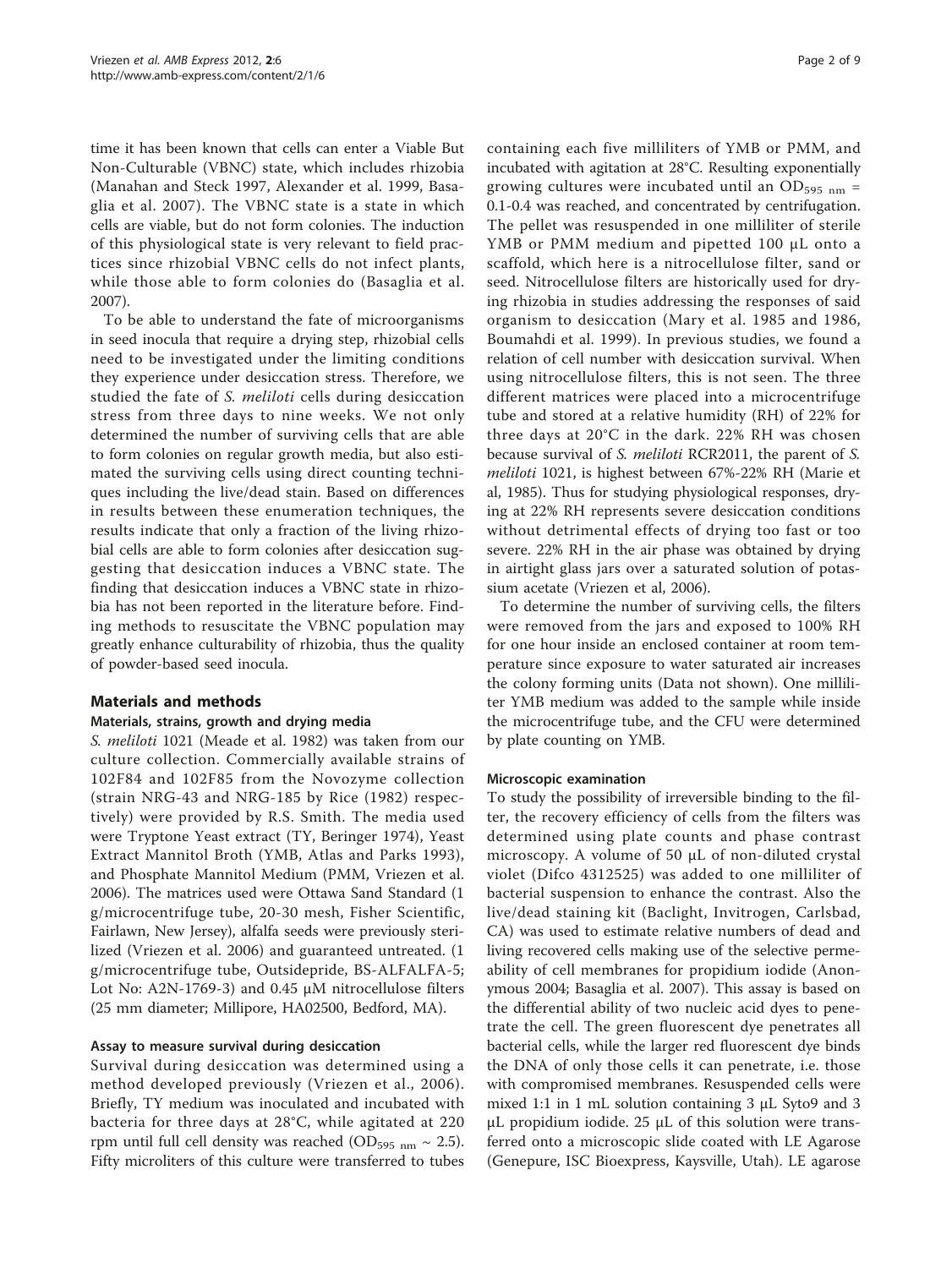time it has been known that cells can enter a Viable But Non-Culturable (VBNC) state, which includes rhizobia (Manahan and Steck 1997, Alexander et al. 1999, Basaglia et al. 2007). The VBNC state is a state in which cells are viable, but do not form colonies. The induction of this physiological state is very relevant to field practices since rhizobial VBNC cells do not infect plants, while those able to form colonies do (Basaglia et al. 2007).

To be able to understand the fate of microorganisms in seed inocula that require a drying step, rhizobial cells need to be investigated under the limiting conditions they experience under desiccation stress. Therefore, we studied the fate of *S. meliloti* cells during desiccation stress from three days to nine weeks. We not only determined the number of surviving cells that are able to form colonies on regular growth media, but also estimated the surviving cells using direct counting techniques including the live/dead stain. Based on differences in results between these enumeration techniques, the results indicate that only a fraction of the living rhizobial cells are able to form colonies after desiccation suggesting that desiccation induces a VBNC state. The finding that desiccation induces a VBNC state in rhizobia has not been reported in the literature before. Finding methods to resuscitate the VBNC population may greatly enhance culturability of rhizobia, thus the quality of powder-based seed inocula.

## Materials and methods

### Materials, strains, growth and drying media

*S. meliloti* 1021 (Meade et al. 1982) was taken from our culture collection. Commercially available strains of 102F84 and 102F85 from the Novozyme collection (strain NRG-43 and NRG-185 by Rice (1982) respectively) were provided by R.S. Smith. The media used were Tryptone Yeast extract (TY, Beringer 1974), Yeast Extract Mannitol Broth (YMB, Atlas and Parks 1993), and Phosphate Mannitol Medium (PMM, Vriezen et al. 2006). The matrices used were Ottawa Sand Standard (1 g/microcentrifuge tube, 20-30 mesh, Fisher Scientific, Fairlawn, New Jersey), alfalfa seeds were previously sterilized (Vriezen et al. 2006) and guaranteed untreated. (1 g/microcentrifuge tube, Outsidepride, BS-ALFALFA-5; Lot No: A2N-1769-3) and 0.45 μM nitrocellulose filters (25 mm diameter; Millipore, HA02500, Bedford, MA).

### Assay to measure survival during desiccation

Survival during desiccation was determined using a method developed previously (Vriezen et al., 2006). Briefly, TY medium was inoculated and incubated with bacteria for three days at 28°C, while agitated at 220 rpm until full cell density was reached ($OD_{595\ nm} \sim 2.5$). Fifty microliters of this culture were transferred to tubes containing each five milliliters of YMB or PMM, and incubated with agitation at 28°C. Resulting exponentially growing cultures were incubated until an $OD_{595\ nm}$ = 0.1-0.4 was reached, and concentrated by centrifugation. The pellet was resuspended in one milliliter of sterile YMB or PMM medium and pipetted 100 μL onto a scaffold, which here is a nitrocellulose filter, sand or seed. Nitrocellulose filters are historically used for drying rhizobia in studies addressing the responses of said organism to desiccation (Mary et al. 1985 and 1986, Boumahdi et al. 1999). In previous studies, we found a relation of cell number with desiccation survival. When using nitrocellulose filters, this is not seen. The three different matrices were placed into a microcentrifuge tube and stored at a relative humidity (RH) of 22% for three days at 20°C in the dark. 22% RH was chosen because survival of *S. meliloti* RCR2011, the parent of *S. meliloti* 1021, is highest between 67%-22% RH (Marie et al, 1985). Thus for studying physiological responses, drying at 22% RH represents severe desiccation conditions without detrimental effects of drying too fast or too severe. 22% RH in the air phase was obtained by drying in airtight glass jars over a saturated solution of potassium acetate (Vriezen et al, 2006).

To determine the number of surviving cells, the filters were removed from the jars and exposed to 100% RH for one hour inside an enclosed container at room temperature since exposure to water saturated air increases the colony forming units (Data not shown). One milliliter YMB medium was added to the sample while inside the microcentrifuge tube, and the CFU were determined by plate counting on YMB.

### Microscopic examination

To study the possibility of irreversible binding to the filter, the recovery efficiency of cells from the filters was determined using plate counts and phase contrast microscopy. A volume of 50 μL of non-diluted crystal violet (Difco 4312525) was added to one milliliter of bacterial suspension to enhance the contrast. Also the live/dead staining kit (Baclight, Invitrogen, Carlsbad, CA) was used to estimate relative numbers of dead and living recovered cells making use of the selective permeability of cell membranes for propidium iodide (Anonymous 2004; Basaglia et al. 2007). This assay is based on the differential ability of two nucleic acid dyes to penetrate the cell. The green fluorescent dye penetrates all bacterial cells, while the larger red fluorescent dye binds the DNA of only those cells it can penetrate, i.e. those with compromised membranes. Resuspended cells were mixed 1:1 in 1 mL solution containing 3 μL Syto9 and 3 μL propidium iodide. 25 μL of this solution were transferred onto a microscopic slide coated with LE Agarose (Genepure, ISC Bioexpress, Kaysville, Utah). LE agarose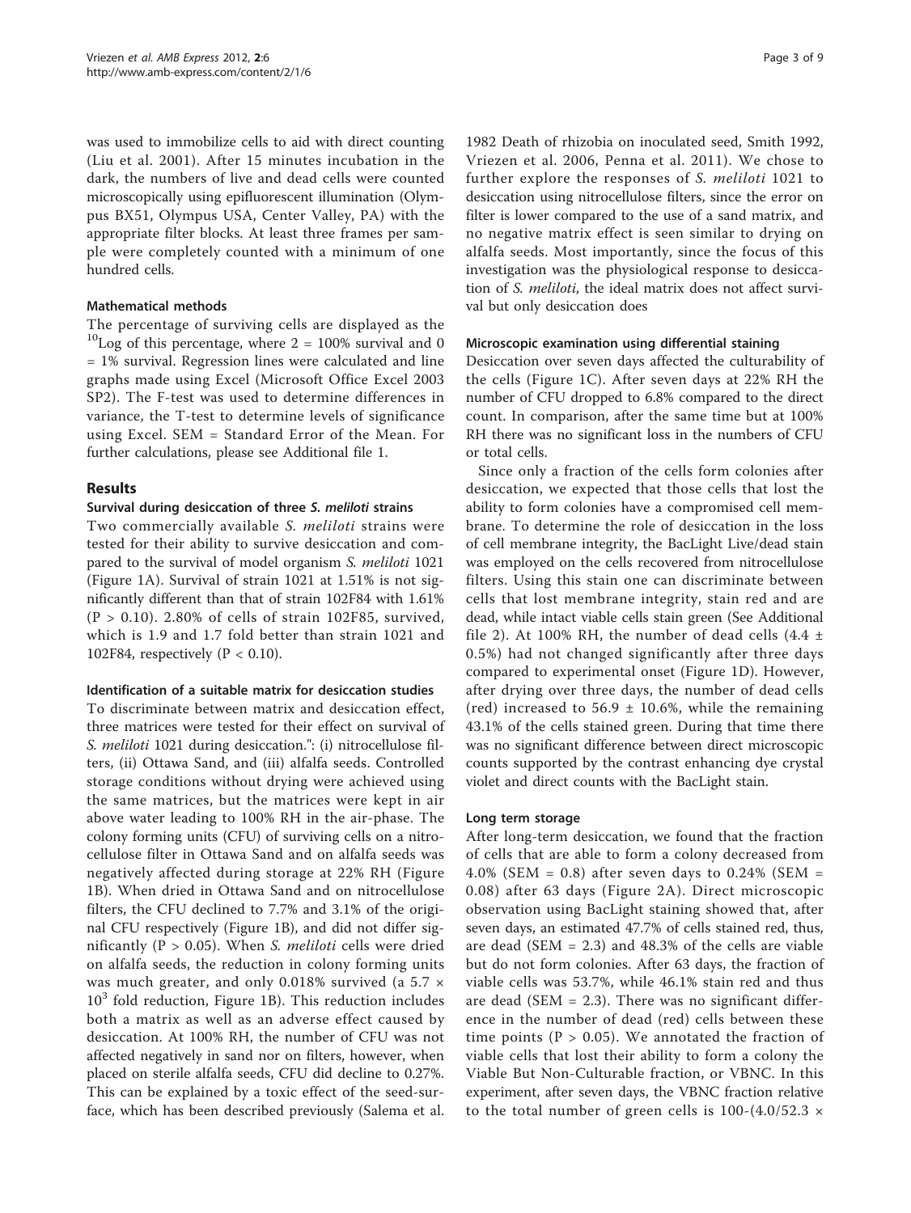was used to immobilize cells to aid with direct counting (Liu et al. 2001). After 15 minutes incubation in the dark, the numbers of live and dead cells were counted microscopically using epifluorescent illumination (Olympus BX51, Olympus USA, Center Valley, PA) with the appropriate filter blocks. At least three frames per sample were completely counted with a minimum of one hundred cells.

### Mathematical methods

The percentage of surviving cells are displayed as the $^{10}$Log of this percentage, where 2 = 100% survival and 0 = 1% survival. Regression lines were calculated and line graphs made using Excel (Microsoft Office Excel 2003 SP2). The F-test was used to determine differences in variance, the T-test to determine levels of significance using Excel. SEM = Standard Error of the Mean. For further calculations, please see Additional file 1.

## Results

### Survival during desiccation of three *S. meliloti* strains

Two commercially available *S. meliloti* strains were tested for their ability to survive desiccation and compared to the survival of model organism *S. meliloti* 1021 (Figure 1A). Survival of strain 1021 at 1.51% is not significantly different than that of strain 102F84 with 1.61% ($P > 0.10$). 2.80% of cells of strain 102F85, survived, which is 1.9 and 1.7 fold better than strain 1021 and 102F84, respectively ($P < 0.10$).

### Identification of a suitable matrix for desiccation studies

To discriminate between matrix and desiccation effect, three matrices were tested for their effect on survival of *S. meliloti* 1021 during desiccation.": (i) nitrocellulose filters, (ii) Ottawa Sand, and (iii) alfalfa seeds. Controlled storage conditions without drying were achieved using the same matrices, but the matrices were kept in air above water leading to 100% RH in the air-phase. The colony forming units (CFU) of surviving cells on a nitrocellulose filter in Ottawa Sand and on alfalfa seeds was negatively affected during storage at 22% RH (Figure 1B). When dried in Ottawa Sand and on nitrocellulose filters, the CFU declined to 7.7% and 3.1% of the original CFU respectively (Figure 1B), and did not differ significantly ($P > 0.05$). When *S. meliloti* cells were dried on alfalfa seeds, the reduction in colony forming units was much greater, and only 0.018% survived (a $5.7 \times 10^3$ fold reduction, Figure 1B). This reduction includes both a matrix as well as an adverse effect caused by desiccation. At 100% RH, the number of CFU was not affected negatively in sand nor on filters, however, when placed on sterile alfalfa seeds, CFU did decline to 0.27%. This can be explained by a toxic effect of the seed-surface, which has been described previously (Salema et al. 1982 Death of rhizobia on inoculated seed, Smith 1992, Vriezen et al. 2006, Penna et al. 2011). We chose to further explore the responses of *S. meliloti* 1021 to desiccation using nitrocellulose filters, since the error on filter is lower compared to the use of a sand matrix, and no negative matrix effect is seen similar to drying on alfalfa seeds. Most importantly, since the focus of this investigation was the physiological response to desiccation of *S. meliloti*, the ideal matrix does not affect survival but only desiccation does

### Microscopic examination using differential staining

Desiccation over seven days affected the culturability of the cells (Figure 1C). After seven days at 22% RH the number of CFU dropped to 6.8% compared to the direct count. In comparison, after the same time but at 100% RH there was no significant loss in the numbers of CFU or total cells.

Since only a fraction of the cells form colonies after desiccation, we expected that those cells that lost the ability to form colonies have a compromised cell membrane. To determine the role of desiccation in the loss of cell membrane integrity, the BacLight Live/dead stain was employed on the cells recovered from nitrocellulose filters. Using this stain one can discriminate between cells that lost membrane integrity, stain red and are dead, while intact viable cells stain green (See Additional file 2). At 100% RH, the number of dead cells ($4.4 \pm 0.5\%$) had not changed significantly after three days compared to experimental onset (Figure 1D). However, after drying over three days, the number of dead cells (red) increased to $56.9 \pm 10.6\%$, while the remaining 43.1% of the cells stained green. During that time there was no significant difference between direct microscopic counts supported by the contrast enhancing dye crystal violet and direct counts with the BacLight stain.

### Long term storage

After long-term desiccation, we found that the fraction of cells that are able to form a colony decreased from 4.0% (SEM = 0.8) after seven days to 0.24% (SEM = 0.08) after 63 days (Figure 2A). Direct microscopic observation using BacLight staining showed that, after seven days, an estimated 47.7% of cells stained red, thus, are dead (SEM = 2.3) and 48.3% of the cells are viable but do not form colonies. After 63 days, the fraction of viable cells was 53.7%, while 46.1% stain red and thus are dead (SEM = 2.3). There was no significant difference in the number of dead (red) cells between these time points ($P > 0.05$). We annotated the fraction of viable cells that lost their ability to form a colony the Viable But Non-Culturable fraction, or VBNC. In this experiment, after seven days, the VBNC fraction relative to the total number of green cells is $100-(4.0/52.3 \times$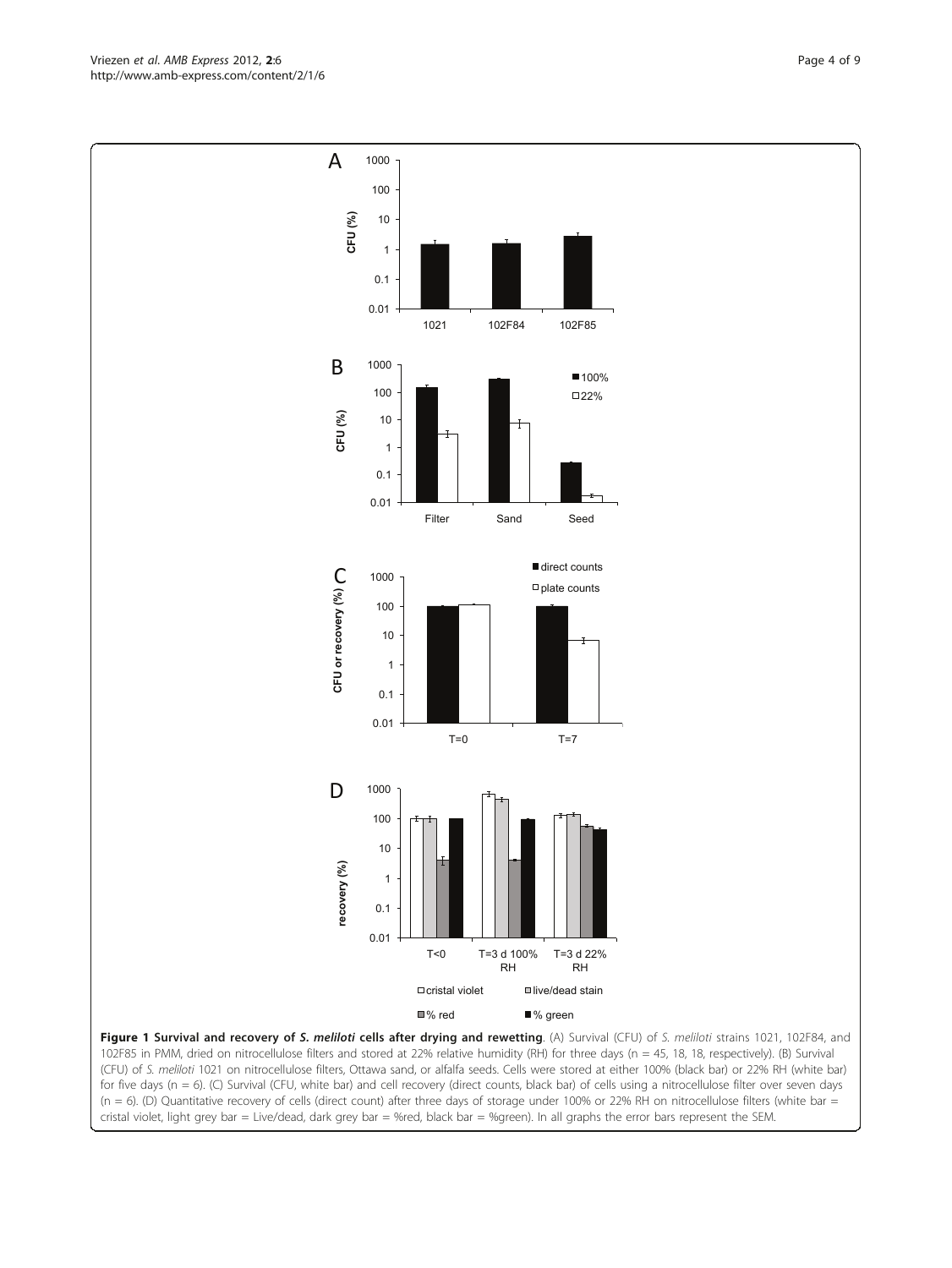**Figure 1 Survival and recovery of *S. meliloti* cells after drying and rewetting**. (A) Survival (CFU) of *S. meliloti* strains 1021, 102F84, and 102F85 in PMM, dried on nitrocellulose filters and stored at 22% relative humidity (RH) for three days (n = 45, 18, 18, respectively). (B) Survival (CFU) of *S. meliloti* 1021 on nitrocellulose filters, Ottawa sand, or alfalfa seeds. Cells were stored at either 100% (black bar) or 22% RH (white bar) for five days (n = 6). (C) Survival (CFU, white bar) and cell recovery (direct counts, black bar) of cells using a nitrocellulose filter over seven days (n = 6). (D) Quantitative recovery of cells (direct count) after three days of storage under 100% or 22% RH on nitrocellulose filters (white bar = cristal violet, light grey bar = Live/dead, dark grey bar = %red, black bar = %green). In all graphs the error bars represent the SEM.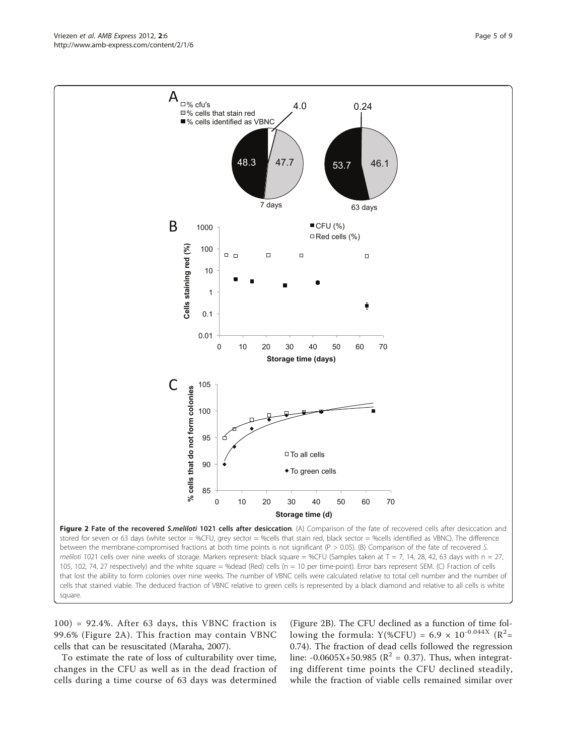**Figure 2 Fate of the recovered *S.meliloti* 1021 cells after desiccation**. (A) Comparison of the fate of recovered cells after desiccation and stored for seven or 63 days (white sector = %CFU, grey sector = %cells that stain red, black sector = %cells identified as VBNC). The difference between the membrane-compromised fractions at both time points is not significant (P > 0.05). (B) Comparison of the fate of recovered *S. meliloti* 1021 cells over nine weeks of storage. Markers represent: black square = %CFU (Samples taken at T = 7, 14, 28, 42, 63 days with n = 27, 105, 102, 74, 27 respectively) and the white square = %dead (Red) cells (n = 10 per time-point). Error bars represent SEM. (C) Fraction of cells that lost the ability to form colonies over nine weeks. The number of VBNC cells were calculated relative to total cell number and the number of cells that stained viable. The deduced fraction of VBNC relative to green cells is represented by a black diamond and relative to all cells is white square.

100) = 92.4%. After 63 days, this VBNC fraction is 99.6% (Figure 2A). This fraction may contain VBNC cells that can be resuscitated (Maraha, 2007).

To estimate the rate of loss of culturability over time, changes in the CFU as well as in the dead fraction of cells during a time course of 63 days was determined (Figure 2B). The CFU declined as a function of time following the formula: $Y(\%CFU) = 6.9 \times 10^{-0.044X}$ ($R^2$= 0.74). The fraction of dead cells followed the regression line: -0.0605X+50.985 ($R^2$ = 0.37). Thus, when integrating different time points the CFU declined steadily, while the fraction of viable cells remained similar over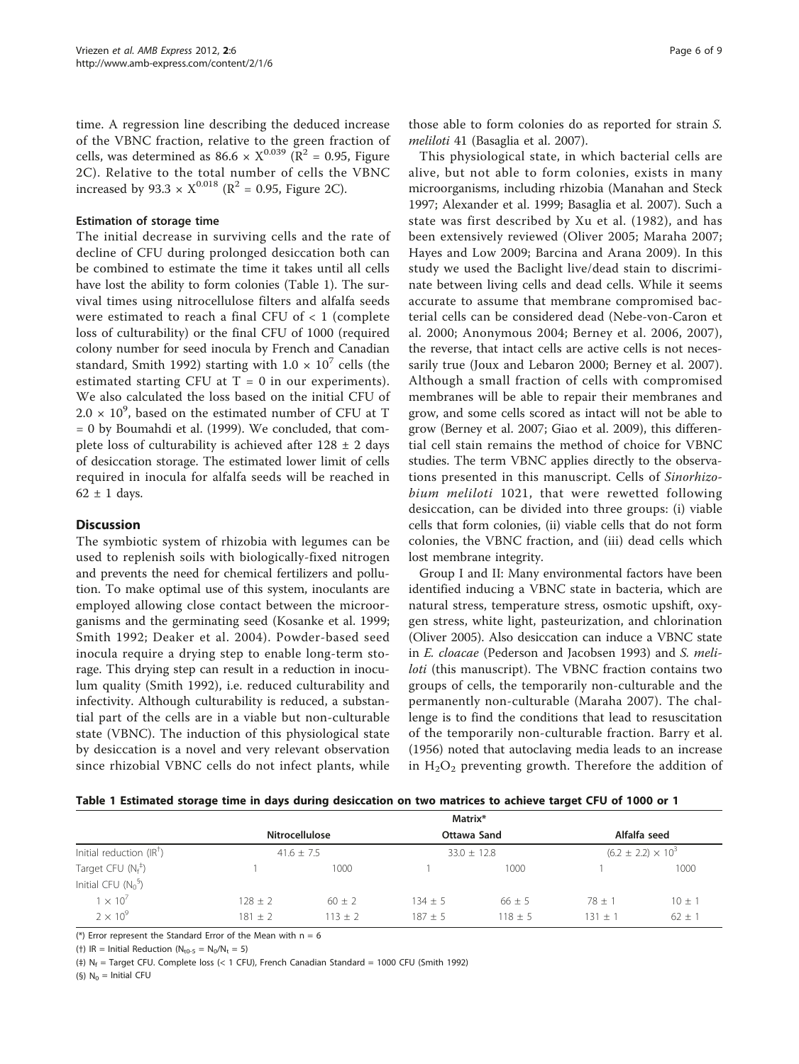time. A regression line describing the deduced increase of the VBNC fraction, relative to the green fraction of cells, was determined as $86.6 \times X^{0.039}$ ($R^2 = 0.95$, Figure 2C). Relative to the total number of cells the VBNC increased by $93.3 \times X^{0.018}$ ($R^2 = 0.95$, Figure 2C).

### Estimation of storage time

The initial decrease in surviving cells and the rate of decline of CFU during prolonged desiccation both can be combined to estimate the time it takes until all cells have lost the ability to form colonies (Table 1). The survival times using nitrocellulose filters and alfalfa seeds were estimated to reach a final CFU of < 1 (complete loss of culturability) or the final CFU of 1000 (required colony number for seed inocula by French and Canadian standard, Smith 1992) starting with $1.0 \times 10^7$ cells (the estimated starting CFU at T = 0 in our experiments). We also calculated the loss based on the initial CFU of $2.0 \times 10^9$, based on the estimated number of CFU at T = 0 by Boumahdi et al. (1999). We concluded, that complete loss of culturability is achieved after 128 ± 2 days of desiccation storage. The estimated lower limit of cells required in inocula for alfalfa seeds will be reached in 62 ± 1 days.

## Discussion

The symbiotic system of rhizobia with legumes can be used to replenish soils with biologically-fixed nitrogen and prevents the need for chemical fertilizers and pollution. To make optimal use of this system, inoculants are employed allowing close contact between the microorganisms and the germinating seed (Kosanke et al. 1999; Smith 1992; Deaker et al. 2004). Powder-based seed inocula require a drying step to enable long-term storage. This drying step can result in a reduction in inoculum quality (Smith 1992), i.e. reduced culturability and infectivity. Although culturability is reduced, a substantial part of the cells are in a viable but non-culturable state (VBNC). The induction of this physiological state by desiccation is a novel and very relevant observation since rhizobial VBNC cells do not infect plants, while those able to form colonies do as reported for strain *S. meliloti* 41 (Basaglia et al. 2007).

This physiological state, in which bacterial cells are alive, but not able to form colonies, exists in many microorganisms, including rhizobia (Manahan and Steck 1997; Alexander et al. 1999; Basaglia et al. 2007). Such a state was first described by Xu et al. (1982), and has been extensively reviewed (Oliver 2005; Maraha 2007; Hayes and Low 2009; Barcina and Arana 2009). In this study we used the Baclight live/dead stain to discriminate between living cells and dead cells. While it seems accurate to assume that membrane compromised bacterial cells can be considered dead (Nebe-von-Caron et al. 2000; Anonymous 2004; Berney et al. 2006, 2007), the reverse, that intact cells are active cells is not necessarily true (Joux and Lebaron 2000; Berney et al. 2007). Although a small fraction of cells with compromised membranes will be able to repair their membranes and grow, and some cells scored as intact will not be able to grow (Berney et al. 2007; Giao et al. 2009), this differential cell stain remains the method of choice for VBNC studies. The term VBNC applies directly to the observations presented in this manuscript. Cells of *Sinorhizobium meliloti* 1021, that were rewetted following desiccation, can be divided into three groups: (i) viable cells that form colonies, (ii) viable cells that do not form colonies, the VBNC fraction, and (iii) dead cells which lost membrane integrity.

Group I and II: Many environmental factors have been identified inducing a VBNC state in bacteria, which are natural stress, temperature stress, osmotic upshift, oxygen stress, white light, pasteurization, and chlorination (Oliver 2005). Also desiccation can induce a VBNC state in *E. cloacae* (Pederson and Jacobsen 1993) and *S. meliloti* (this manuscript). The VBNC fraction contains two groups of cells, the temporarily non-culturable and the permanently non-culturable (Maraha 2007). The challenge is to find the conditions that lead to resuscitation of the temporarily non-culturable fraction. Barry et al. (1956) noted that autoclaving media leads to an increase in $H_2O_2$ preventing growth. Therefore the addition of

**Table 1 Estimated storage time in days during desiccation on two matrices to achieve target CFU of 1000 or 1**

| | Matrix* | | | | | |
|---|---|---|---|---|---|---|
| | Nitrocellulose | | Ottawa Sand | | Alfalfa seed | |
| Initial reduction (IR[†]) | 41.6 ± 7.5 | | 33.0 ± 12.8 | | $(6.2 \pm 2.2) \times 10^3$ | |
| Target CFU ($N_f$[‡]) | 1 | 1000 | 1 | 1000 | 1 | 1000 |
| Initial CFU ($N_0$[§]) | | | | | | |
| $1 \times 10^7$ | 128 ± 2 | 60 ± 2 | 134 ± 5 | 66 ± 5 | 78 ± 1 | 10 ± 1 |
| $2 \times 10^9$ | 181 ± 2 | 113 ± 2 | 187 ± 5 | 118 ± 5 | 131 ± 1 | 62 ± 1 |

(*) Error represent the Standard Error of the Mean with n = 6

(†) IR = Initial Reduction ($N_{t0-5} = N_0/N_t = 5$)

(‡) $N_f$ = Target CFU. Complete loss (< 1 CFU), French Canadian Standard = 1000 CFU (Smith 1992)

(§) $N_0$ = Initial CFU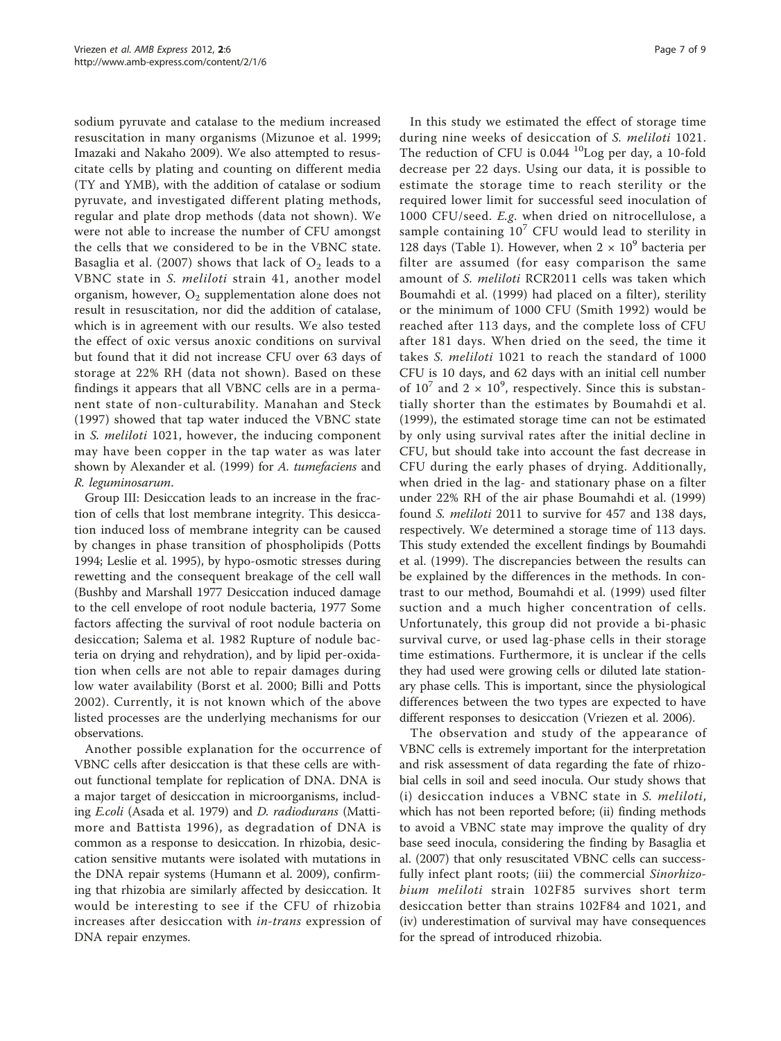sodium pyruvate and catalase to the medium increased resuscitation in many organisms (Mizunoe et al. 1999; Imazaki and Nakaho 2009). We also attempted to resuscitate cells by plating and counting on different media (TY and YMB), with the addition of catalase or sodium pyruvate, and investigated different plating methods, regular and plate drop methods (data not shown). We were not able to increase the number of CFU amongst the cells that we considered to be in the VBNC state. Basaglia et al. (2007) shows that lack of $O_2$ leads to a VBNC state in *S. meliloti* strain 41, another model organism, however, $O_2$ supplementation alone does not result in resuscitation, nor did the addition of catalase, which is in agreement with our results. We also tested the effect of oxic versus anoxic conditions on survival but found that it did not increase CFU over 63 days of storage at 22% RH (data not shown). Based on these findings it appears that all VBNC cells are in a permanent state of non-culturability. Manahan and Steck (1997) showed that tap water induced the VBNC state in *S. meliloti* 1021, however, the inducing component may have been copper in the tap water as was later shown by Alexander et al. (1999) for *A. tumefaciens* and *R. leguminosarum*.

Group III: Desiccation leads to an increase in the fraction of cells that lost membrane integrity. This desiccation induced loss of membrane integrity can be caused by changes in phase transition of phospholipids (Potts 1994; Leslie et al. 1995), by hypo-osmotic stresses during rewetting and the consequent breakage of the cell wall (Bushby and Marshall 1977 Desiccation induced damage to the cell envelope of root nodule bacteria, 1977 Some factors affecting the survival of root nodule bacteria on desiccation; Salema et al. 1982 Rupture of nodule bacteria on drying and rehydration), and by lipid per-oxidation when cells are not able to repair damages during low water availability (Borst et al. 2000; Billi and Potts 2002). Currently, it is not known which of the above listed processes are the underlying mechanisms for our observations.

Another possible explanation for the occurrence of VBNC cells after desiccation is that these cells are without functional template for replication of DNA. DNA is a major target of desiccation in microorganisms, including *E.coli* (Asada et al. 1979) and *D. radiodurans* (Mattimore and Battista 1996), as degradation of DNA is common as a response to desiccation. In rhizobia, desiccation sensitive mutants were isolated with mutations in the DNA repair systems (Humann et al. 2009), confirming that rhizobia are similarly affected by desiccation. It would be interesting to see if the CFU of rhizobia increases after desiccation with *in-trans* expression of DNA repair enzymes.

In this study we estimated the effect of storage time during nine weeks of desiccation of *S. meliloti* 1021. The reduction of CFU is 0.044 $^{10}$Log per day, a 10-fold decrease per 22 days. Using our data, it is possible to estimate the storage time to reach sterility or the required lower limit for successful seed inoculation of 1000 CFU/seed. *E.g.* when dried on nitrocellulose, a sample containing $10^7$ CFU would lead to sterility in 128 days (Table 1). However, when $2 \times 10^9$ bacteria per filter are assumed (for easy comparison the same amount of *S. meliloti* RCR2011 cells was taken which Boumahdi et al. (1999) had placed on a filter), sterility or the minimum of 1000 CFU (Smith 1992) would be reached after 113 days, and the complete loss of CFU after 181 days. When dried on the seed, the time it takes *S. meliloti* 1021 to reach the standard of 1000 CFU is 10 days, and 62 days with an initial cell number of $10^7$ and $2 \times 10^9$, respectively. Since this is substantially shorter than the estimates by Boumahdi et al. (1999), the estimated storage time can not be estimated by only using survival rates after the initial decline in CFU, but should take into account the fast decrease in CFU during the early phases of drying. Additionally, when dried in the lag- and stationary phase on a filter under 22% RH of the air phase Boumahdi et al. (1999) found *S. meliloti* 2011 to survive for 457 and 138 days, respectively. We determined a storage time of 113 days. This study extended the excellent findings by Boumahdi et al. (1999). The discrepancies between the results can be explained by the differences in the methods. In contrast to our method, Boumahdi et al. (1999) used filter suction and a much higher concentration of cells. Unfortunately, this group did not provide a bi-phasic survival curve, or used lag-phase cells in their storage time estimations. Furthermore, it is unclear if the cells they had used were growing cells or diluted late stationary phase cells. This is important, since the physiological differences between the two types are expected to have different responses to desiccation (Vriezen et al. 2006).

The observation and study of the appearance of VBNC cells is extremely important for the interpretation and risk assessment of data regarding the fate of rhizobial cells in soil and seed inocula. Our study shows that (i) desiccation induces a VBNC state in *S. meliloti*, which has not been reported before; (ii) finding methods to avoid a VBNC state may improve the quality of dry base seed inocula, considering the finding by Basaglia et al. (2007) that only resuscitated VBNC cells can successfully infect plant roots; (iii) the commercial *Sinorhizobium meliloti* strain 102F85 survives short term desiccation better than strains 102F84 and 1021, and (iv) underestimation of survival may have consequences for the spread of introduced rhizobia.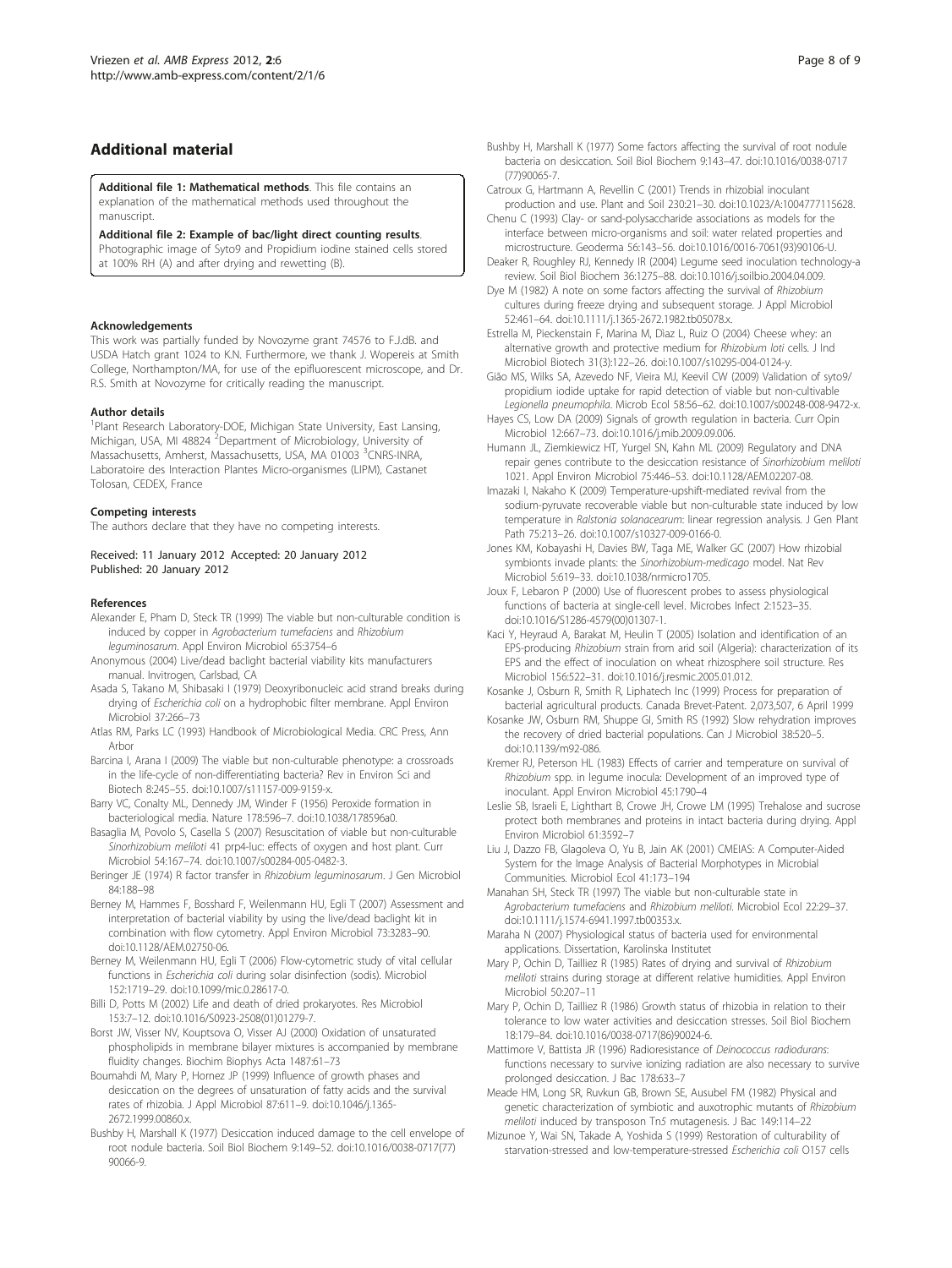## Additional material

**Additional file 1: Mathematical methods**. This file contains an explanation of the mathematical methods used throughout the manuscript.

**Additional file 2: Example of bac/light direct counting results**. Photographic image of Syto9 and Propidium iodine stained cells stored at 100% RH (A) and after drying and rewetting (B).

#### Acknowledgements

This work was partially funded by Novozyme grant 74576 to F.J.dB. and USDA Hatch grant 1024 to K.N. Furthermore, we thank J. Wopereis at Smith College, Northampton/MA, for use of the epifluorescent microscope, and Dr. R.S. Smith at Novozyme for critically reading the manuscript.

#### Author details

[1]Plant Research Laboratory-DOE, Michigan State University, East Lansing, Michigan, USA, MI 48824 [2]Department of Microbiology, University of Massachusetts, Amherst, Massachusetts, USA, MA 01003 [3]CNRS-INRA, Laboratoire des Interaction Plantes Micro-organismes (LIPM), Castanet Tolosan, CEDEX, France

#### Competing interests

The authors declare that they have no competing interests.

Received: 11 January 2012 Accepted: 20 January 2012
Published: 20 January 2012

#### References

Alexander E, Pham D, Steck TR (1999) The viable but non-culturable condition is induced by copper in *Agrobacterium tumefaciens* and *Rhizobium leguminosarum*. Appl Environ Microbiol 65:3754–6

Anonymous (2004) Live/dead baclight bacterial viability kits manufacturers manual. Invitrogen, Carlsbad, CA

Asada S, Takano M, Shibasaki I (1979) Deoxyribonucleic acid strand breaks during drying of *Escherichia coli* on a hydrophobic filter membrane. Appl Environ Microbiol 37:266–73

Atlas RM, Parks LC (1993) Handbook of Microbiological Media. CRC Press, Ann Arbor

Barcina I, Arana I (2009) The viable but non-culturable phenotype: a crossroads in the life-cycle of non-differentiating bacteria? Rev in Environ Sci and Biotech 8:245–55. doi:10.1007/s11157-009-9159-x.

Barry VC, Conalty ML, Dennedy JM, Winder F (1956) Peroxide formation in bacteriological media. Nature 178:596–7. doi:10.1038/178596a0.

Basaglia M, Povolo S, Casella S (2007) Resuscitation of viable but non-culturable *Sinorhizobium meliloti* 41 prp4-luc: effects of oxygen and host plant. Curr Microbiol 54:167–74. doi:10.1007/s00284-005-0482-3.

Beringer JE (1974) R factor transfer in *Rhizobium leguminosarum*. J Gen Microbiol 84:188–98

Berney M, Hammes F, Bosshard F, Weilenmann HU, Egli T (2007) Assessment and interpretation of bacterial viability by using the live/dead baclight kit in combination with flow cytometry. Appl Environ Microbiol 73:3283–90. doi:10.1128/AEM.02750-06.

Berney M, Weilenmann HU, Egli T (2006) Flow-cytometric study of vital cellular functions in *Escherichia coli* during solar disinfection (sodis). Microbiol 152:1719–29. doi:10.1099/mic.0.28617-0.

Billi D, Potts M (2002) Life and death of dried prokaryotes. Res Microbiol 153:7–12. doi:10.1016/S0923-2508(01)01279-7.

Borst JW, Visser NV, Kouptsova O, Visser AJ (2000) Oxidation of unsaturated phospholipids in membrane bilayer mixtures is accompanied by membrane fluidity changes. Biochim Biophys Acta 1487:61–73

Boumahdi M, Mary P, Hornez JP (1999) Influence of growth phases and desiccation on the degrees of unsaturation of fatty acids and the survival rates of rhizobia. J Appl Microbiol 87:611–9. doi:10.1046/j.1365-2672.1999.00860.x.

Bushby H, Marshall K (1977) Desiccation induced damage to the cell envelope of root nodule bacteria. Soil Biol Biochem 9:149–52. doi:10.1016/0038-0717(77)90066-9.

Bushby H, Marshall K (1977) Some factors affecting the survival of root nodule bacteria on desiccation. Soil Biol Biochem 9:143–47. doi:10.1016/0038-0717(77)90065-7.

Catroux G, Hartmann A, Revellin C (2001) Trends in rhizobial inoculant production and use. Plant and Soil 230:21–30. doi:10.1023/A:1004777115628.

Chenu C (1993) Clay- or sand-polysaccharide associations as models for the interface between micro-organisms and soil: water related properties and microstructure. Geoderma 56:143–56. doi:10.1016/0016-7061(93)90106-U.

Deaker R, Roughley RJ, Kennedy IR (2004) Legume seed inoculation technology-a review. Soil Biol Biochem 36:1275–88. doi:10.1016/j.soilbio.2004.04.009.

Dye M (1982) A note on some factors affecting the survival of *Rhizobium* cultures during freeze drying and subsequent storage. J Appl Microbiol 52:461–64. doi:10.1111/j.1365-2672.1982.tb05078.x.

Estrella M, Pieckenstain F, Marina M, Díaz L, Ruiz O (2004) Cheese whey: an alternative growth and protective medium for *Rhizobium loti* cells. J Ind Microbiol Biotech 31(3):122–26. doi:10.1007/s10295-004-0124-y.

Gião MS, Wilks SA, Azevedo NF, Vieira MJ, Keevil CW (2009) Validation of syto9/propidium iodide uptake for rapid detection of viable but non-cultivable *Legionella pneumophila*. Microb Ecol 58:56–62. doi:10.1007/s00248-008-9472-x.

Hayes CS, Low DA (2009) Signals of growth regulation in bacteria. Curr Opin Microbiol 12:667–73. doi:10.1016/j.mib.2009.09.006.

Humann JL, Ziemkiewicz HT, Yurgel SN, Kahn ML (2009) Regulatory and DNA repair genes contribute to the desiccation resistance of *Sinorhizobium meliloti* 1021. Appl Environ Microbiol 75:446–53. doi:10.1128/AEM.02207-08.

Imazaki I, Nakaho K (2009) Temperature-upshift-mediated revival from the sodium-pyruvate recoverable viable but non-culturable state induced by low temperature in *Ralstonia solanacearum*: linear regression analysis. J Gen Plant Path 75:213–26. doi:10.1007/s10327-009-0166-0.

Jones KM, Kobayashi H, Davies BW, Taga ME, Walker GC (2007) How rhizobial symbionts invade plants: the *Sinorhizobium-medicago* model. Nat Rev Microbiol 5:619–33. doi:10.1038/nrmicro1705.

Joux F, Lebaron P (2000) Use of fluorescent probes to assess physiological functions of bacteria at single-cell level. Microbes Infect 2:1523–35. doi:10.1016/S1286-4579(00)01307-1.

Kaci Y, Heyraud A, Barakat M, Heulin T (2005) Isolation and identification of an EPS-producing *Rhizobium* strain from arid soil (Algeria): characterization of its EPS and the effect of inoculation on wheat rhizosphere soil structure. Res Microbiol 156:522–31. doi:10.1016/j.resmic.2005.01.012.

Kosanke J, Osburn R, Smith R, Liphatech Inc (1999) Process for preparation of bacterial agricultural products. Canada Brevet-Patent. 2,073,507, 6 April 1999

Kosanke JW, Osburn RM, Shuppe GI, Smith RS (1992) Slow rehydration improves the recovery of dried bacterial populations. Can J Microbiol 38:520–5. doi:10.1139/m92-086.

Kremer RJ, Peterson HL (1983) Effects of carrier and temperature on survival of *Rhizobium* spp. in legume inocula: Development of an improved type of inoculant. Appl Environ Microbiol 45:1790–4

Leslie SB, Israeli E, Lighthart B, Crowe JH, Crowe LM (1995) Trehalose and sucrose protect both membranes and proteins in intact bacteria during drying. Appl Environ Microbiol 61:3592–7

Liu J, Dazzo FB, Glagoleva O, Yu B, Jain AK (2001) CMEIAS: A Computer-Aided System for the Image Analysis of Bacterial Morphotypes in Microbial Communities. Microbiol Ecol 41:173–194

Manahan SH, Steck TR (1997) The viable but non-culturable state in *Agrobacterium tumefaciens* and *Rhizobium meliloti*. Microbiol Ecol 22:29–37. doi:10.1111/j.1574-6941.1997.tb00353.x.

Maraha N (2007) Physiological status of bacteria used for environmental applications. Dissertation, Karolinska Institutet

Mary P, Ochin D, Tailliez R (1985) Rates of drying and survival of *Rhizobium meliloti* strains during storage at different relative humidities. Appl Environ Microbiol 50:207–11

Mary P, Ochin D, Tailliez R (1986) Growth status of rhizobia in relation to their tolerance to low water activities and desiccation stresses. Soil Biol Biochem 18:179–84. doi:10.1016/0038-0717(86)90024-6.

Mattimore V, Battista JR (1996) Radioresistance of *Deinococcus radiodurans*: functions necessary to survive ionizing radiation are also necessary to survive prolonged desiccation. J Bac 178:633–7

Meade HM, Long SR, Ruvkun GB, Brown SE, Ausubel FM (1982) Physical and genetic characterization of symbiotic and auxotrophic mutants of *Rhizobium meliloti* induced by transposon Tn5 mutagenesis. J Bac 149:114–22

Mizunoe Y, Wai SN, Takade A, Yoshida S (1999) Restoration of culturability of starvation-stressed and low-temperature-stressed *Escherichia coli* O157 cells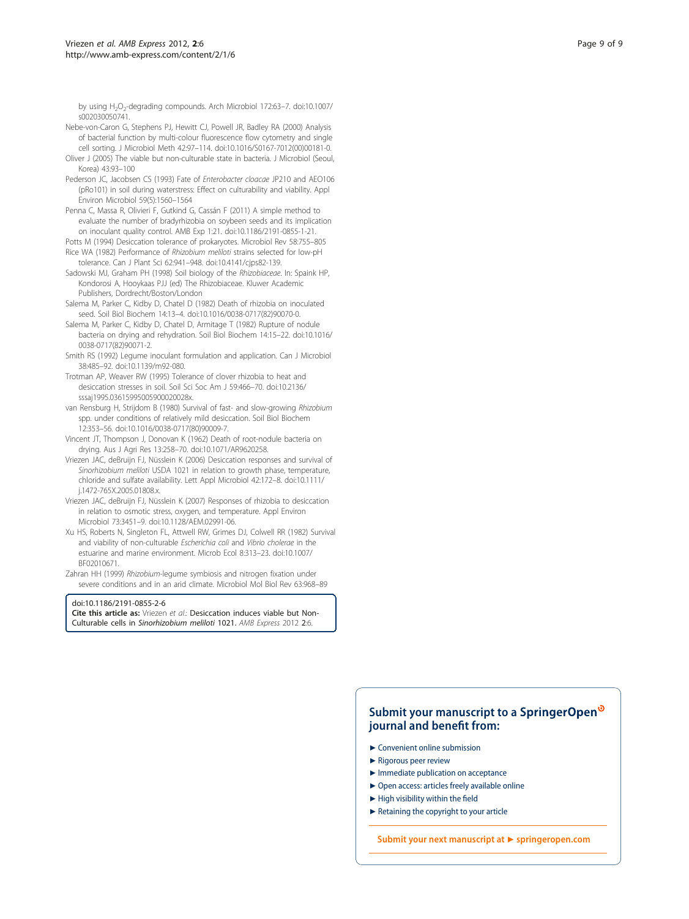by using $H_2O_2$-degrading compounds. Arch Microbiol 172:63–7. doi:10.1007/s002030050741.

Nebe-von-Caron G, Stephens PJ, Hewitt CJ, Powell JR, Badley RA (2000) Analysis of bacterial function by multi-colour fluorescence flow cytometry and single cell sorting. J Microbiol Meth 42:97–114. doi:10.1016/S0167-7012(00)00181-0.

Oliver J (2005) The viable but non-culturable state in bacteria. J Microbiol (Seoul, Korea) 43:93–100

Pederson JC, Jacobsen CS (1993) Fate of *Enterobacter cloacae* JP210 and AEO106 (pRo101) in soil during waterstress: Effect on culturability and viability. Appl Environ Microbiol 59(5):1560–1564

Penna C, Massa R, Olivieri F, Gutkind G, Cassán F (2011) A simple method to evaluate the number of bradyrhizobia on soybeen seeds and its implication on inoculant quality control. AMB Exp 1:21. doi:10.1186/2191-0855-1-21.

Potts M (1994) Desiccation tolerance of prokaryotes. Microbiol Rev 58:755–805

Rice WA (1982) Performance of *Rhizobium meliloti* strains selected for low-pH tolerance. Can J Plant Sci 62:941–948. doi:10.4141/cjps82-139.

Sadowski MJ, Graham PH (1998) Soil biology of the *Rhizobiaceae*. In: Spaink HP, Kondorosi A, Hooykaas PJJ (ed) The Rhizobiaceae. Kluwer Academic Publishers, Dordrecht/Boston/London

Salema M, Parker C, Kidby D, Chatel D (1982) Death of rhizobia on inoculated seed. Soil Biol Biochem 14:13–4. doi:10.1016/0038-0717(82)90070-0.

Salema M, Parker C, Kidby D, Chatel D, Armitage T (1982) Rupture of nodule bacteria on drying and rehydration. Soil Biol Biochem 14:15–22. doi:10.1016/0038-0717(82)90071-2.

Smith RS (1992) Legume inoculant formulation and application. Can J Microbiol 38:485–92. doi:10.1139/m92-080.

Trotman AP, Weaver RW (1995) Tolerance of clover rhizobia to heat and desiccation stresses in soil. Soil Sci Soc Am J 59:466–70. doi:10.2136/sssaj1995.03615995005900020028x.

van Rensburg H, Strijdom B (1980) Survival of fast- and slow-growing *Rhizobium* spp. under conditions of relatively mild desiccation. Soil Biol Biochem 12:353–56. doi:10.1016/0038-0717(80)90009-7.

Vincent JT, Thompson J, Donovan K (1962) Death of root-nodule bacteria on drying. Aus J Agri Res 13:258–70. doi:10.1071/AR9620258.

Vriezen JAC, deBruijn FJ, Nüsslein K (2006) Desiccation responses and survival of *Sinorhizobium meliloti* USDA 1021 in relation to growth phase, temperature, chloride and sulfate availability. Lett Appl Microbiol 42:172–8. doi:10.1111/j.1472-765X.2005.01808.x.

Vriezen JAC, deBruijn FJ, Nüsslein K (2007) Responses of rhizobia to desiccation in relation to osmotic stress, oxygen, and temperature. Appl Environ Microbiol 73:3451–9. doi:10.1128/AEM.02991-06.

Xu HS, Roberts N, Singleton FL, Attwell RW, Grimes DJ, Colwell RR (1982) Survival and viability of non-culturable *Escherichia coli* and *Vibrio cholerae* in the estuarine and marine environment. Microb Ecol 8:313–23. doi:10.1007/BF02010671.

Zahran HH (1999) *Rhizobium*-legume symbiosis and nitrogen fixation under severe conditions and in an arid climate. Microbiol Mol Biol Rev 63:968–89

doi:10.1186/2191-0855-2-6

**Cite this article as:** Vriezen *et al.*: Desiccation induces viable but Non-Culturable cells in *Sinorhizobium meliloti* 1021. *AMB Express* 2012 **2**:6.

**Submit your manuscript to a SpringerOpen journal and benefit from:**

- ► Convenient online submission
- ► Rigorous peer review
- ► Immediate publication on acceptance
- ► Open access: articles freely available online
- ► High visibility within the field
- ► Retaining the copyright to your article

**Submit your next manuscript at ► springeropen.com**